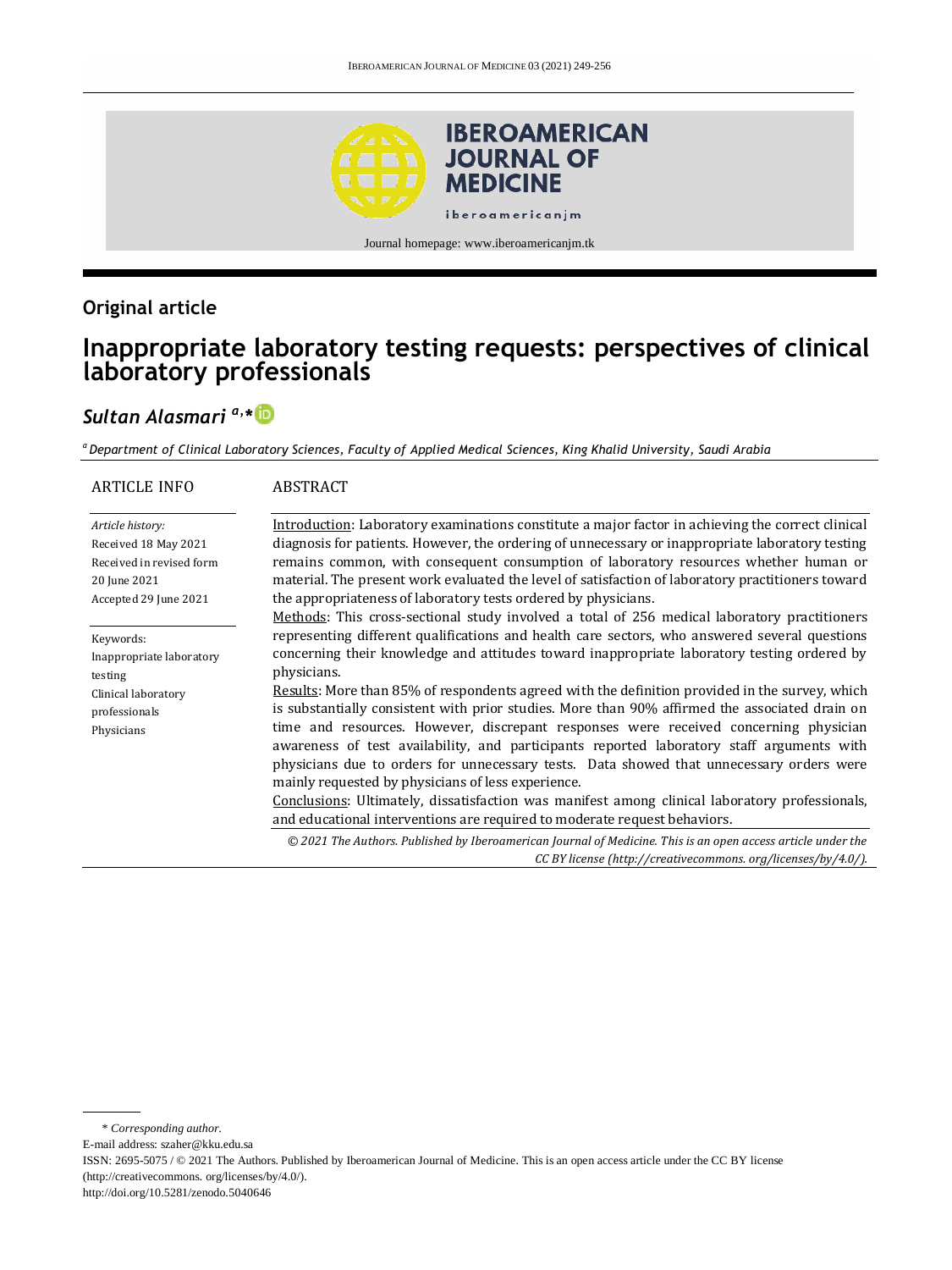Journal homepage: www.iberoamericanjm.tk

## Original article

# Inappropriate laboratory testing requests: perspectives of clinical laboratory professionals

***Sultan Alasmari*** [a,*]

[a] *Department of Clinical Laboratory Sciences, Faculty of Applied Medical Sciences, King Khalid University, Saudi Arabia*

### ARTICLE INFO

*Article history:*
Received 18 May 2021
Received in revised form 20 June 2021
Accepted 29 June 2021

Keywords:
Inappropriate laboratory testing
Clinical laboratory professionals
Physicians

### ABSTRACT

Introduction: Laboratory examinations constitute a major factor in achieving the correct clinical diagnosis for patients. However, the ordering of unnecessary or inappropriate laboratory testing remains common, with consequent consumption of laboratory resources whether human or material. The present work evaluated the level of satisfaction of laboratory practitioners toward the appropriateness of laboratory tests ordered by physicians.

Methods: This cross-sectional study involved a total of 256 medical laboratory practitioners representing different qualifications and health care sectors, who answered several questions concerning their knowledge and attitudes toward inappropriate laboratory testing ordered by physicians.

Results: More than 85% of respondents agreed with the definition provided in the survey, which is substantially consistent with prior studies. More than 90% affirmed the associated drain on time and resources. However, discrepant responses were received concerning physician awareness of test availability, and participants reported laboratory staff arguments with physicians due to orders for unnecessary tests. Data showed that unnecessary orders were mainly requested by physicians of less experience.

Conclusions: Ultimately, dissatisfaction was manifest among clinical laboratory professionals, and educational interventions are required to moderate request behaviors.

*© 2021 The Authors. Published by Iberoamerican Journal of Medicine. This is an open access article under the CC BY license (http://creativecommons. org/licenses/by/4.0/).*

\* *Corresponding author.*
E-mail address: szaher@kku.edu.sa
ISSN: 2695-5075 / © 2021 The Authors. Published by Iberoamerican Journal of Medicine. This is an open access article under the CC BY license (http://creativecommons. org/licenses/by/4.0/).
http://doi.org/10.5281/zenodo.5040646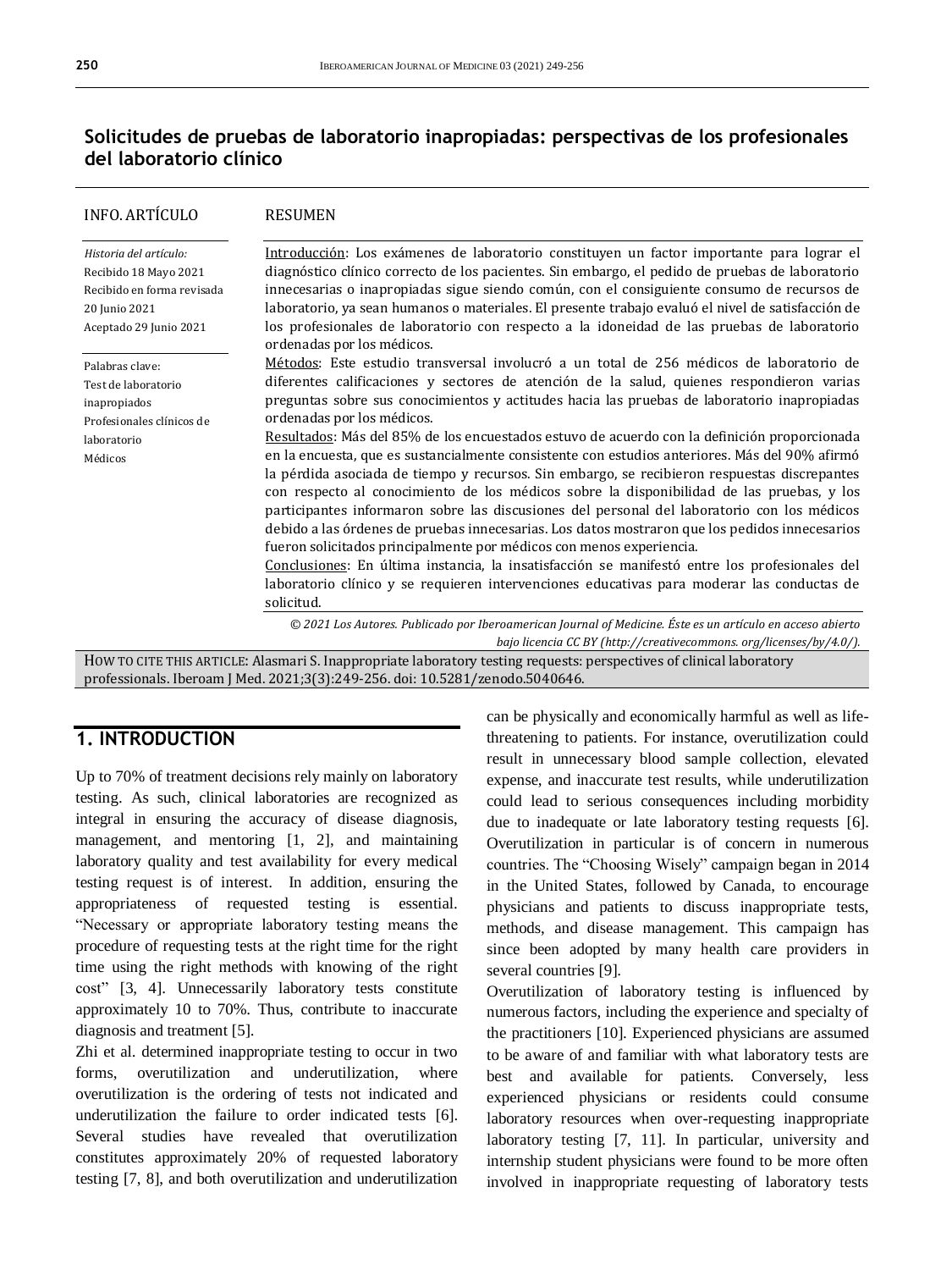## Solicitudes de pruebas de laboratorio inapropiadas: perspectivas de los profesionales del laboratorio clínico

**INFO. ARTÍCULO**

*Historia del artículo:*
Recibido 18 Mayo 2021
Recibido en forma revisada 20 Junio 2021
Aceptado 29 Junio 2021

Palabras clave:
Test de laboratorio inapropiados
Profesionales clínicos de laboratorio
Médicos

**RESUMEN**

Introducción: Los exámenes de laboratorio constituyen un factor importante para lograr el diagnóstico clínico correcto de los pacientes. Sin embargo, el pedido de pruebas de laboratorio innecesarias o inapropiadas sigue siendo común, con el consiguiente consumo de recursos de laboratorio, ya sean humanos o materiales. El presente trabajo evaluó el nivel de satisfacción de los profesionales de laboratorio con respecto a la idoneidad de las pruebas de laboratorio ordenadas por los médicos.

Métodos: Este estudio transversal involucró a un total de 256 médicos de laboratorio de diferentes calificaciones y sectores de atención de la salud, quienes respondieron varias preguntas sobre sus conocimientos y actitudes hacia las pruebas de laboratorio inapropiadas ordenadas por los médicos.

Resultados: Más del 85% de los encuestados estuvo de acuerdo con la definición proporcionada en la encuesta, que es sustancialmente consistente con estudios anteriores. Más del 90% afirmó la pérdida asociada de tiempo y recursos. Sin embargo, se recibieron respuestas discrepantes con respecto al conocimiento de los médicos sobre la disponibilidad de las pruebas, y los participantes informaron sobre las discusiones del personal del laboratorio con los médicos debido a las órdenes de pruebas innecesarias. Los datos mostraron que los pedidos innecesarios fueron solicitados principalmente por médicos con menos experiencia.

Conclusiones: En última instancia, la insatisfacción se manifestó entre los profesionales del laboratorio clínico y se requieren intervenciones educativas para moderar las conductas de solicitud.

*© 2021 Los Autores. Publicado por Iberoamerican Journal of Medicine. Éste es un artículo en acceso abierto bajo licencia CC BY (http://creativecommons. org/licenses/by/4.0/).*

HOW TO CITE THIS ARTICLE: Alasmari S. Inappropriate laboratory testing requests: perspectives of clinical laboratory professionals. Iberoam J Med. 2021;3(3):249-256. doi: 10.5281/zenodo.5040646.

## 1. INTRODUCTION

Up to 70% of treatment decisions rely mainly on laboratory testing. As such, clinical laboratories are recognized as integral in ensuring the accuracy of disease diagnosis, management, and mentoring [1, 2], and maintaining laboratory quality and test availability for every medical testing request is of interest. In addition, ensuring the appropriateness of requested testing is essential. "Necessary or appropriate laboratory testing means the procedure of requesting tests at the right time for the right time using the right methods with knowing of the right cost" [3, 4]. Unnecessarily laboratory tests constitute approximately 10 to 70%. Thus, contribute to inaccurate diagnosis and treatment [5].

Zhi et al. determined inappropriate testing to occur in two forms, overutilization and underutilization, where overutilization is the ordering of tests not indicated and underutilization the failure to order indicated tests [6]. Several studies have revealed that overutilization constitutes approximately 20% of requested laboratory testing [7, 8], and both overutilization and underutilization can be physically and economically harmful as well as life-threatening to patients. For instance, overutilization could result in unnecessary blood sample collection, elevated expense, and inaccurate test results, while underutilization could lead to serious consequences including morbidity due to inadequate or late laboratory testing requests [6]. Overutilization in particular is of concern in numerous countries. The "Choosing Wisely" campaign began in 2014 in the United States, followed by Canada, to encourage physicians and patients to discuss inappropriate tests, methods, and disease management. This campaign has since been adopted by many health care providers in several countries [9].

Overutilization of laboratory testing is influenced by numerous factors, including the experience and specialty of the practitioners [10]. Experienced physicians are assumed to be aware of and familiar with what laboratory tests are best and available for patients. Conversely, less experienced physicians or residents could consume laboratory resources when over-requesting inappropriate laboratory testing [7, 11]. In particular, university and internship student physicians were found to be more often involved in inappropriate requesting of laboratory tests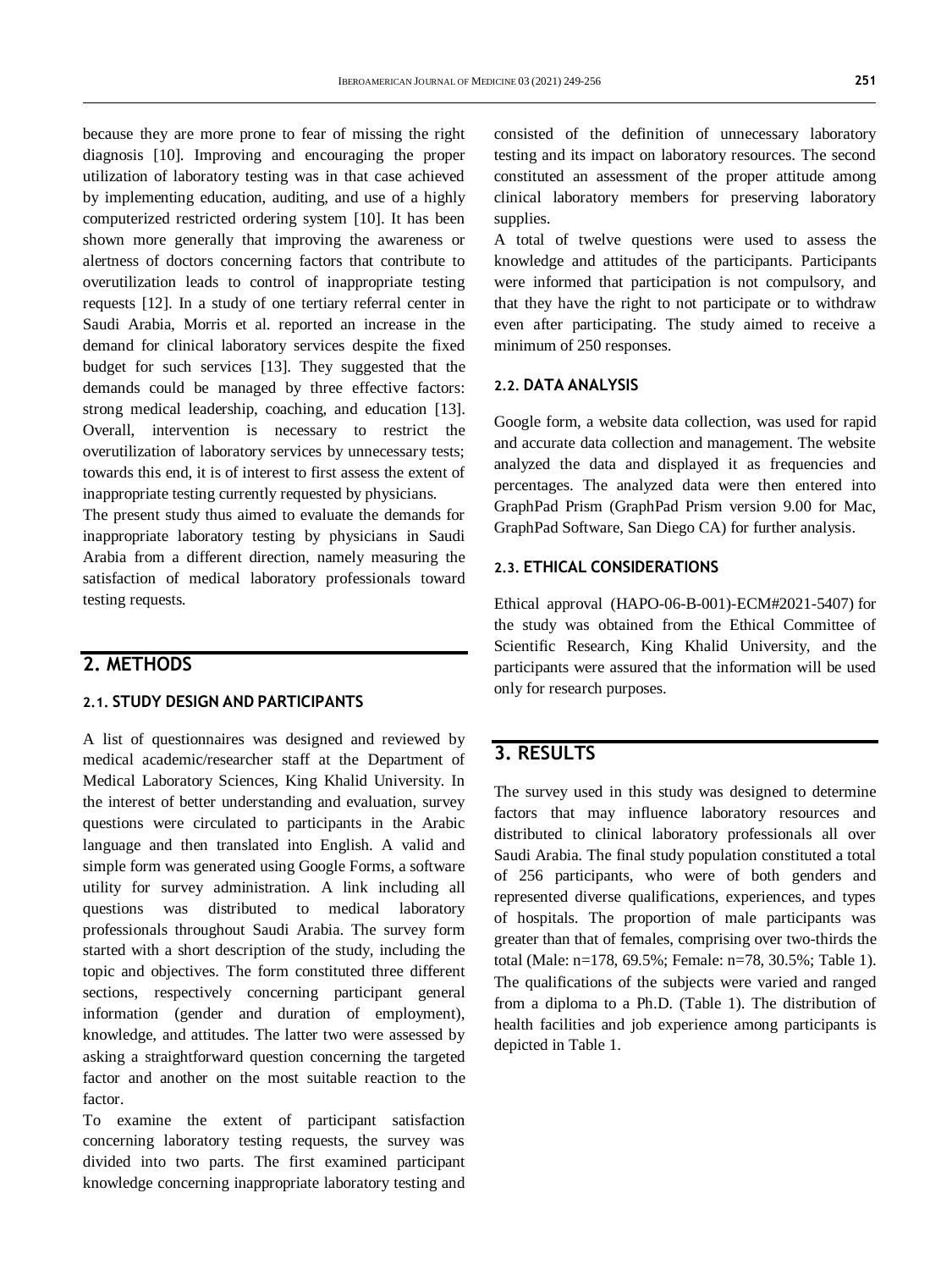because they are more prone to fear of missing the right diagnosis [10]. Improving and encouraging the proper utilization of laboratory testing was in that case achieved by implementing education, auditing, and use of a highly computerized restricted ordering system [10]. It has been shown more generally that improving the awareness or alertness of doctors concerning factors that contribute to overutilization leads to control of inappropriate testing requests [12]. In a study of one tertiary referral center in Saudi Arabia, Morris et al. reported an increase in the demand for clinical laboratory services despite the fixed budget for such services [13]. They suggested that the demands could be managed by three effective factors: strong medical leadership, coaching, and education [13]. Overall, intervention is necessary to restrict the overutilization of laboratory services by unnecessary tests; towards this end, it is of interest to first assess the extent of inappropriate testing currently requested by physicians.

The present study thus aimed to evaluate the demands for inappropriate laboratory testing by physicians in Saudi Arabia from a different direction, namely measuring the satisfaction of medical laboratory professionals toward testing requests.

## 2. METHODS

### 2.1. STUDY DESIGN AND PARTICIPANTS

A list of questionnaires was designed and reviewed by medical academic/researcher staff at the Department of Medical Laboratory Sciences, King Khalid University. In the interest of better understanding and evaluation, survey questions were circulated to participants in the Arabic language and then translated into English. A valid and simple form was generated using Google Forms, a software utility for survey administration. A link including all questions was distributed to medical laboratory professionals throughout Saudi Arabia. The survey form started with a short description of the study, including the topic and objectives. The form constituted three different sections, respectively concerning participant general information (gender and duration of employment), knowledge, and attitudes. The latter two were assessed by asking a straightforward question concerning the targeted factor and another on the most suitable reaction to the factor.

To examine the extent of participant satisfaction concerning laboratory testing requests, the survey was divided into two parts. The first examined participant knowledge concerning inappropriate laboratory testing and consisted of the definition of unnecessary laboratory testing and its impact on laboratory resources. The second constituted an assessment of the proper attitude among clinical laboratory members for preserving laboratory supplies.

A total of twelve questions were used to assess the knowledge and attitudes of the participants. Participants were informed that participation is not compulsory, and that they have the right to not participate or to withdraw even after participating. The study aimed to receive a minimum of 250 responses.

### 2.2. DATA ANALYSIS

Google form, a website data collection, was used for rapid and accurate data collection and management. The website analyzed the data and displayed it as frequencies and percentages. The analyzed data were then entered into GraphPad Prism (GraphPad Prism version 9.00 for Mac, GraphPad Software, San Diego CA) for further analysis.

### 2.3. ETHICAL CONSIDERATIONS

Ethical approval (HAPO-06-B-001)-ECM#2021-5407) for the study was obtained from the Ethical Committee of Scientific Research, King Khalid University, and the participants were assured that the information will be used only for research purposes.

## 3. RESULTS

The survey used in this study was designed to determine factors that may influence laboratory resources and distributed to clinical laboratory professionals all over Saudi Arabia. The final study population constituted a total of 256 participants, who were of both genders and represented diverse qualifications, experiences, and types of hospitals. The proportion of male participants was greater than that of females, comprising over two-thirds the total (Male: n=178, 69.5%; Female: n=78, 30.5%; Table 1). The qualifications of the subjects were varied and ranged from a diploma to a Ph.D. (Table 1). The distribution of health facilities and job experience among participants is depicted in Table 1.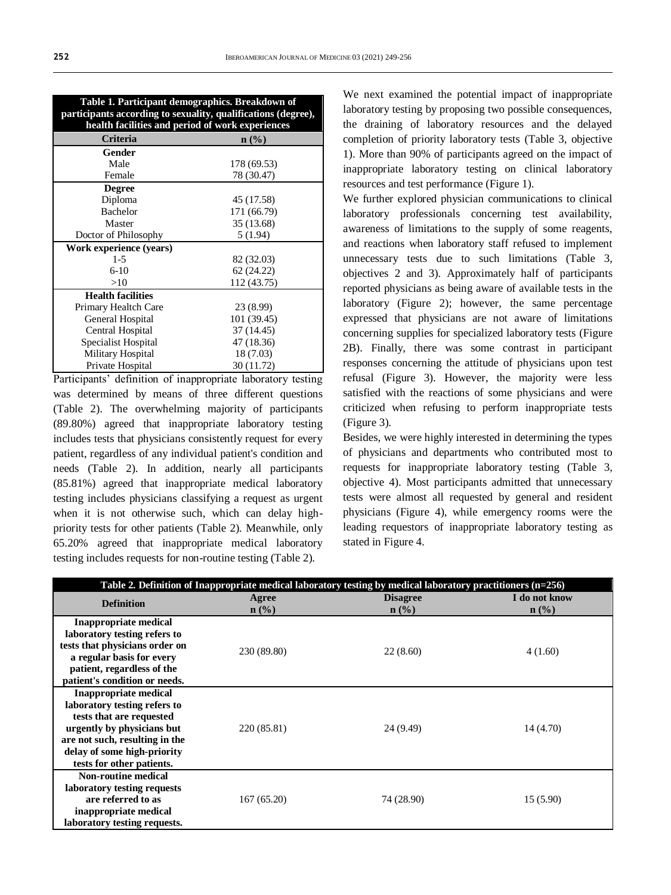**Table 1. Participant demographics. Breakdown of participants according to sexuality, qualifications (degree), health facilities and period of work experiences**

| Criteria | n (%) |
|---|---|
| **Gender** | |
| Male | 178 (69.53) |
| Female | 78 (30.47) |
| **Degree** | |
| Diploma | 45 (17.58) |
| Bachelor | 171 (66.79) |
| Master | 35 (13.68) |
| Doctor of Philosophy | 5 (1.94) |
| **Work experience (years)** | |
| 1-5 | 82 (32.03) |
| 6-10 | 62 (24.22) |
| >10 | 112 (43.75) |
| **Health facilities** | |
| Primary Healtch Care | 23 (8.99) |
| General Hospital | 101 (39.45) |
| Central Hospital | 37 (14.45) |
| Specialist Hospital | 47 (18.36) |
| Military Hospital | 18 (7.03) |
| Private Hospital | 30 (11.72) |

Participants' definition of inappropriate laboratory testing was determined by means of three different questions (Table 2). The overwhelming majority of participants (89.80%) agreed that inappropriate laboratory testing includes tests that physicians consistently request for every patient, regardless of any individual patient's condition and needs (Table 2). In addition, nearly all participants (85.81%) agreed that inappropriate medical laboratory testing includes physicians classifying a request as urgent when it is not otherwise such, which can delay high-priority tests for other patients (Table 2). Meanwhile, only 65.20% agreed that inappropriate medical laboratory testing includes requests for non-routine testing (Table 2).

We next examined the potential impact of inappropriate laboratory testing by proposing two possible consequences, the draining of laboratory resources and the delayed completion of priority laboratory tests (Table 3, objective 1). More than 90% of participants agreed on the impact of inappropriate laboratory testing on clinical laboratory resources and test performance (Figure 1).

We further explored physician communications to clinical laboratory professionals concerning test availability, awareness of limitations to the supply of some reagents, and reactions when laboratory staff refused to implement unnecessary tests due to such limitations (Table 3, objectives 2 and 3). Approximately half of participants reported physicians as being aware of available tests in the laboratory (Figure 2); however, the same percentage expressed that physicians are not aware of limitations concerning supplies for specialized laboratory tests (Figure 2B). Finally, there was some contrast in participant responses concerning the attitude of physicians upon test refusal (Figure 3). However, the majority were less satisfied with the reactions of some physicians and were criticized when refusing to perform inappropriate tests (Figure 3).

Besides, we were highly interested in determining the types of physicians and departments who contributed most to requests for inappropriate laboratory testing (Table 3, objective 4). Most participants admitted that unnecessary tests were almost all requested by general and resident physicians (Figure 4), while emergency rooms were the leading requestors of inappropriate laboratory testing as stated in Figure 4.

**Table 2. Definition of Inappropriate medical laboratory testing by medical laboratory practitioners (n=256)**

| Definition | Agree n (%) | Disagree n (%) | I do not know n (%) |
|---|---|---|---|
| **Inappropriate medical laboratory testing refers to tests that physicians order on a regular basis for every patient, regardless of the patient's condition or needs.** | 230 (89.80) | 22 (8.60) | 4 (1.60) |
| **Inappropriate medical laboratory testing refers to tests that are requested urgently by physicians but are not such, resulting in the delay of some high-priority tests for other patients.** | 220 (85.81) | 24 (9.49) | 14 (4.70) |
| **Non-routine medical laboratory testing requests are referred to as inappropriate medical laboratory testing requests.** | 167 (65.20) | 74 (28.90) | 15 (5.90) |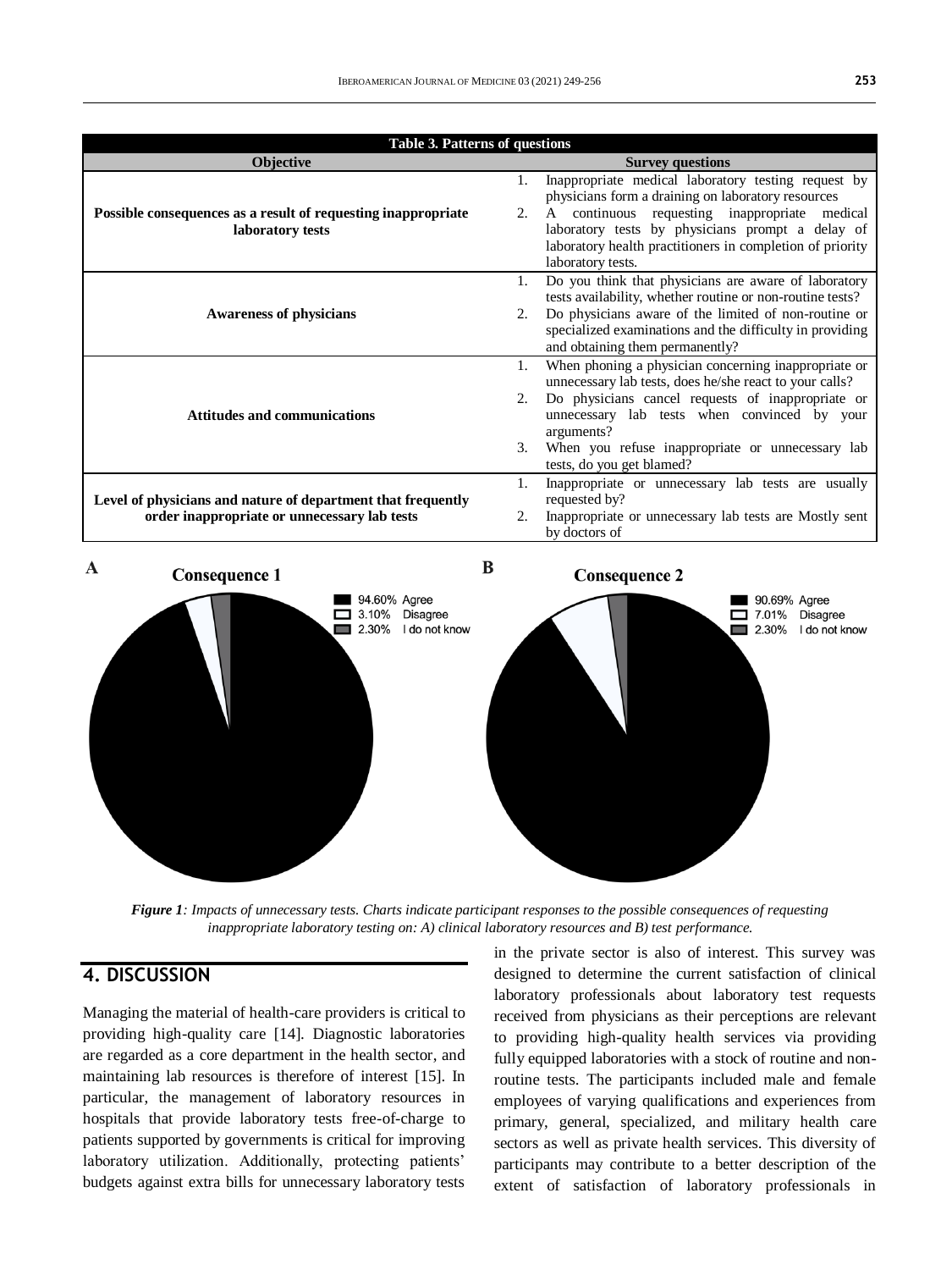| Table 3. Patterns of questions | |
|---|---|
| **Objective** | **Survey questions** |
| **Possible consequences as a result of requesting inappropriate laboratory tests** | 1. Inappropriate medical laboratory testing request by physicians form a draining on laboratory resources<br>2. A continuous requesting inappropriate medical laboratory tests by physicians prompt a delay of laboratory health practitioners in completion of priority laboratory tests. |
| **Awareness of physicians** | 1. Do you think that physicians are aware of laboratory tests availability, whether routine or non-routine tests?<br>2. Do physicians aware of the limited of non-routine or specialized examinations and the difficulty in providing and obtaining them permanently? |
| **Attitudes and communications** | 1. When phoning a physician concerning inappropriate or unnecessary lab tests, does he/she react to your calls?<br>2. Do physicians cancel requests of inappropriate or unnecessary lab tests when convinced by your arguments?<br>3. When you refuse inappropriate or unnecessary lab tests, do you get blamed? |
| **Level of physicians and nature of department that frequently order inappropriate or unnecessary lab tests** | 1. Inappropriate or unnecessary lab tests are usually requested by?<br>2. Inappropriate or unnecessary lab tests are Mostly sent by doctors of |

**A** Consequence 1: 94.60% Agree; 3.10% Disagree; 2.30% I do not know

**B** Consequence 2: 90.69% Agree; 7.01% Disagree; 2.30% I do not know

***Figure 1**: Impacts of unnecessary tests. Charts indicate participant responses to the possible consequences of requesting inappropriate laboratory testing on: A) clinical laboratory resources and B) test performance.*

## 4. DISCUSSION

Managing the material of health-care providers is critical to providing high-quality care [14]. Diagnostic laboratories are regarded as a core department in the health sector, and maintaining lab resources is therefore of interest [15]. In particular, the management of laboratory resources in hospitals that provide laboratory tests free-of-charge to patients supported by governments is critical for improving laboratory utilization. Additionally, protecting patients' budgets against extra bills for unnecessary laboratory tests in the private sector is also of interest. This survey was designed to determine the current satisfaction of clinical laboratory professionals about laboratory test requests received from physicians as their perceptions are relevant to providing high-quality health services via providing fully equipped laboratories with a stock of routine and non-routine tests. The participants included male and female employees of varying qualifications and experiences from primary, general, specialized, and military health care sectors as well as private health services. This diversity of participants may contribute to a better description of the extent of satisfaction of laboratory professionals in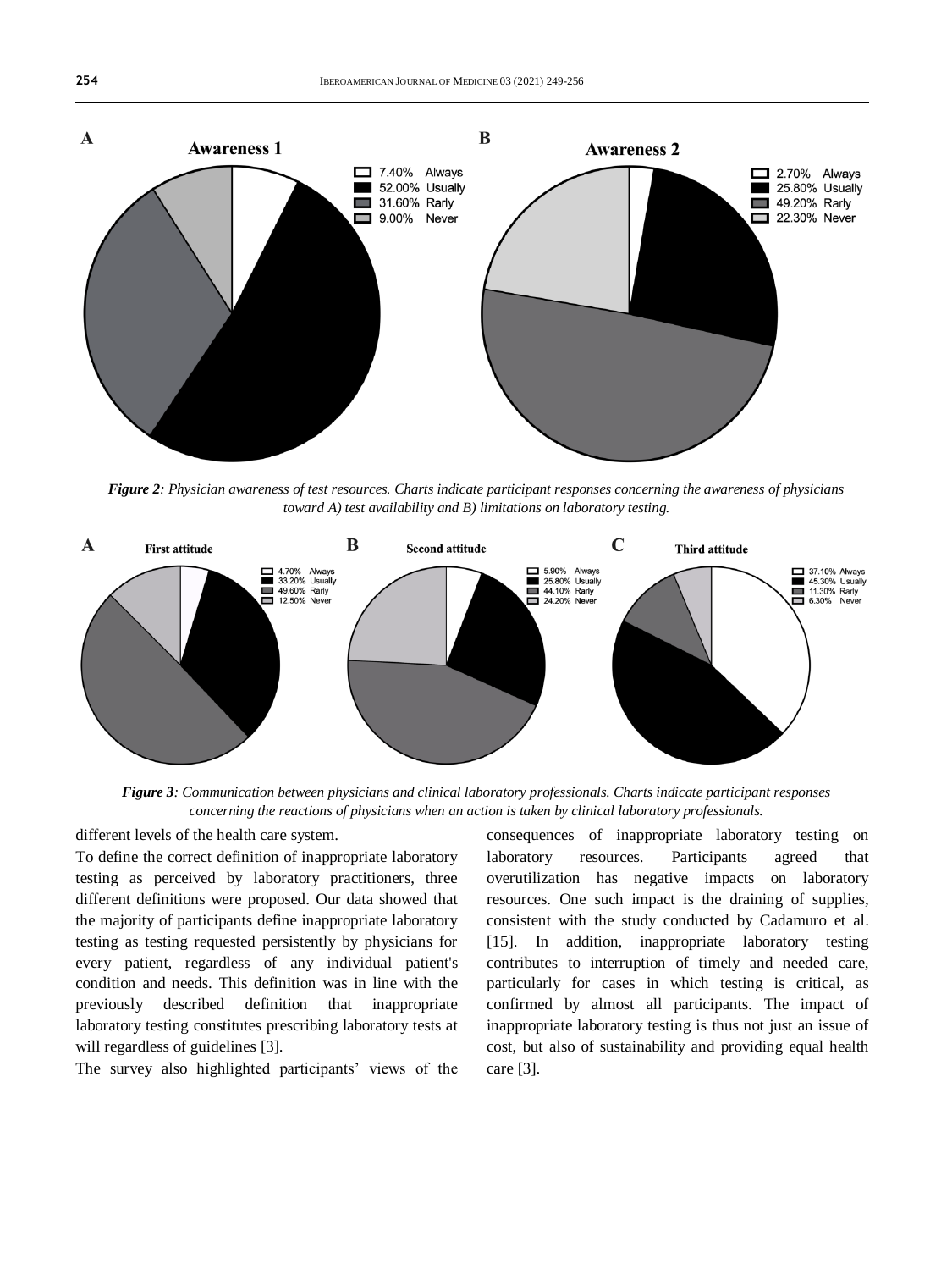**A** **Awareness 1**

- 7.40% Always
- 52.00% Usually
- 31.60% Rarly
- 9.00% Never

**B** **Awareness 2**

- 2.70% Always
- 25.80% Usually
- 49.20% Rarly
- 22.30% Never

***Figure 2**: Physician awareness of test resources. Charts indicate participant responses concerning the awareness of physicians toward A) test availability and B) limitations on laboratory testing.*

**A** **First attitude**

- 4.70% Always
- 33.20% Usually
- 49.60% Rarly
- 12.50% Never

**B** **Second attitude**

- 5.90% Always
- 25.80% Usually
- 44.10% Rarly
- 24.20% Never

**C** **Third attitude**

- 37.10% Always
- 45.30% Usually
- 11.30% Rarly
- 6.30% Never

***Figure 3**: Communication between physicians and clinical laboratory professionals. Charts indicate participant responses concerning the reactions of physicians when an action is taken by clinical laboratory professionals.*

different levels of the health care system.

To define the correct definition of inappropriate laboratory testing as perceived by laboratory practitioners, three different definitions were proposed. Our data showed that the majority of participants define inappropriate laboratory testing as testing requested persistently by physicians for every patient, regardless of any individual patient's condition and needs. This definition was in line with the previously described definition that inappropriate laboratory testing constitutes prescribing laboratory tests at will regardless of guidelines [3].

The survey also highlighted participants' views of the consequences of inappropriate laboratory testing on laboratory resources. Participants agreed that overutilization has negative impacts on laboratory resources. One such impact is the draining of supplies, consistent with the study conducted by Cadamuro et al. [15]. In addition, inappropriate laboratory testing contributes to interruption of timely and needed care, particularly for cases in which testing is critical, as confirmed by almost all participants. The impact of inappropriate laboratory testing is thus not just an issue of cost, but also of sustainability and providing equal health care [3].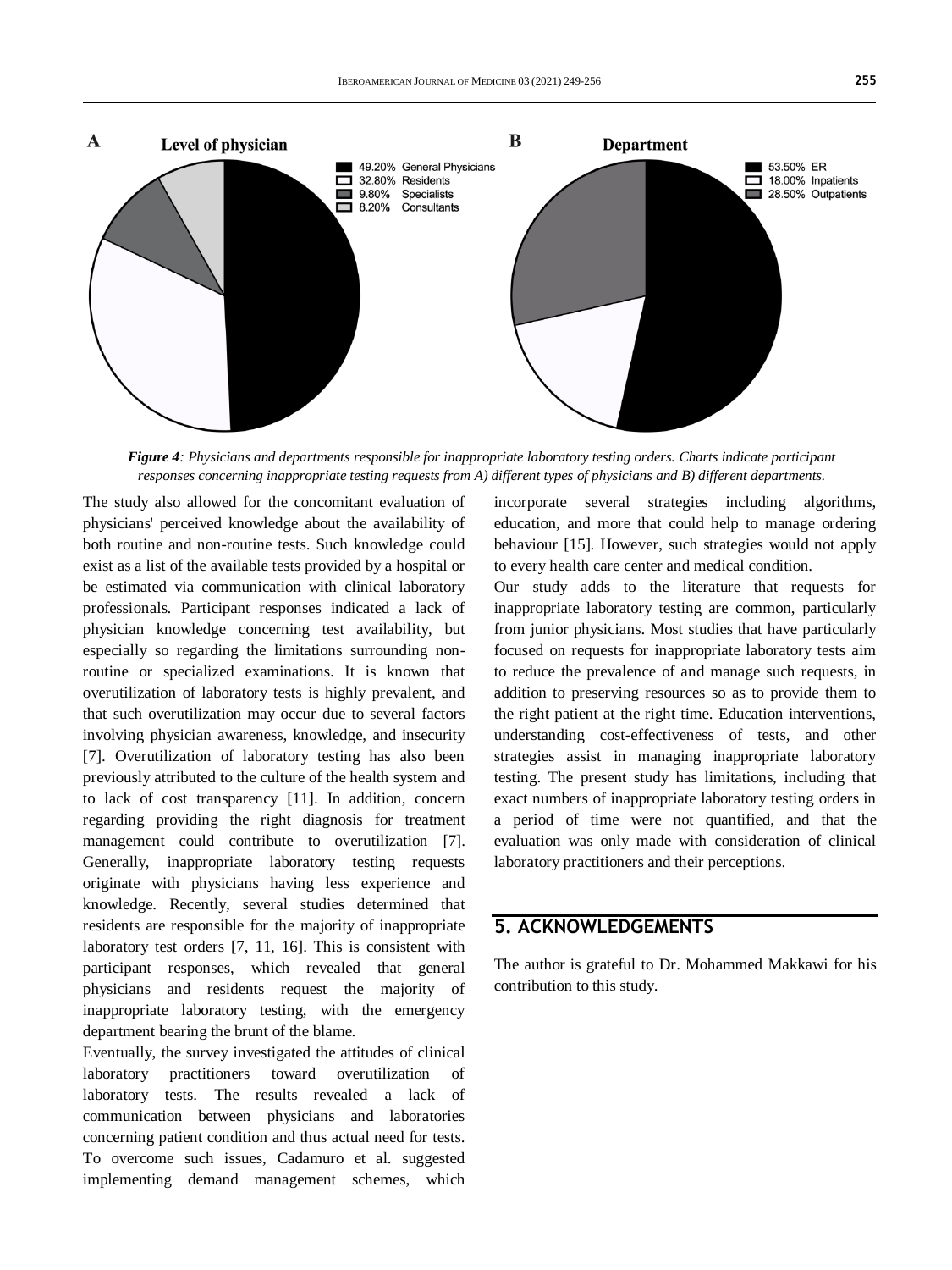**Figure 4**: *Physicians and departments responsible for inappropriate laboratory testing orders. Charts indicate participant responses concerning inappropriate testing requests from A) different types of physicians and B) different departments.*

The study also allowed for the concomitant evaluation of physicians' perceived knowledge about the availability of both routine and non-routine tests. Such knowledge could exist as a list of the available tests provided by a hospital or be estimated via communication with clinical laboratory professionals. Participant responses indicated a lack of physician knowledge concerning test availability, but especially so regarding the limitations surrounding non-routine or specialized examinations. It is known that overutilization of laboratory tests is highly prevalent, and that such overutilization may occur due to several factors involving physician awareness, knowledge, and insecurity [7]. Overutilization of laboratory testing has also been previously attributed to the culture of the health system and to lack of cost transparency [11]. In addition, concern regarding providing the right diagnosis for treatment management could contribute to overutilization [7]. Generally, inappropriate laboratory testing requests originate with physicians having less experience and knowledge. Recently, several studies determined that residents are responsible for the majority of inappropriate laboratory test orders [7, 11, 16]. This is consistent with participant responses, which revealed that general physicians and residents request the majority of inappropriate laboratory testing, with the emergency department bearing the brunt of the blame.

Eventually, the survey investigated the attitudes of clinical laboratory practitioners toward overutilization of laboratory tests. The results revealed a lack of communication between physicians and laboratories concerning patient condition and thus actual need for tests. To overcome such issues, Cadamuro et al. suggested implementing demand management schemes, which incorporate several strategies including algorithms, education, and more that could help to manage ordering behaviour [15]. However, such strategies would not apply to every health care center and medical condition.

Our study adds to the literature that requests for inappropriate laboratory testing are common, particularly from junior physicians. Most studies that have particularly focused on requests for inappropriate laboratory tests aim to reduce the prevalence of and manage such requests, in addition to preserving resources so as to provide them to the right patient at the right time. Education interventions, understanding cost-effectiveness of tests, and other strategies assist in managing inappropriate laboratory testing. The present study has limitations, including that exact numbers of inappropriate laboratory testing orders in a period of time were not quantified, and that the evaluation was only made with consideration of clinical laboratory practitioners and their perceptions.

## 5. ACKNOWLEDGEMENTS

The author is grateful to Dr. Mohammed Makkawi for his contribution to this study.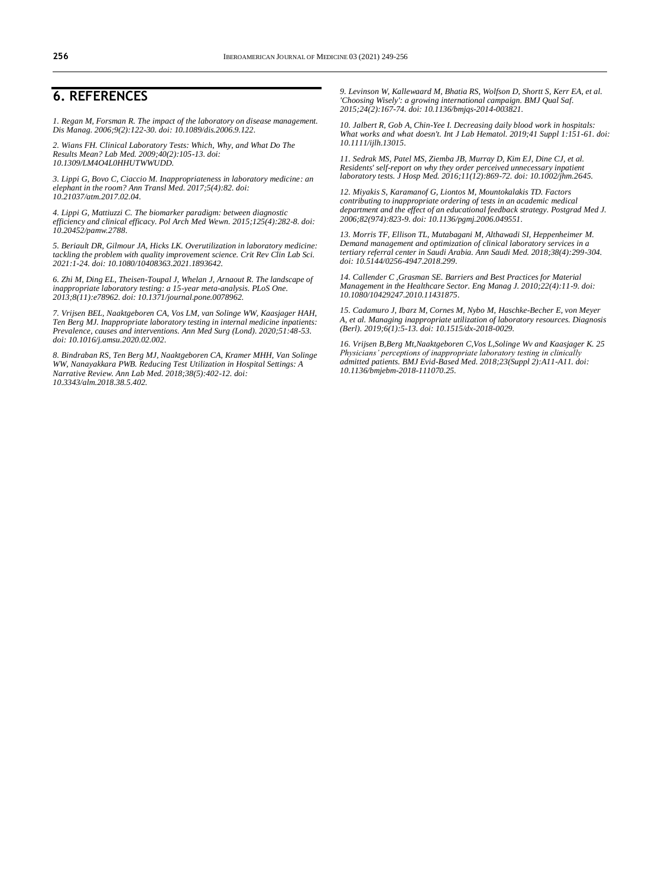# 6. REFERENCES

*1. Regan M, Forsman R. The impact of the laboratory on disease management. Dis Manag. 2006;9(2):122-30. doi: 10.1089/dis.2006.9.122.*

*2. Wians FH. Clinical Laboratory Tests: Which, Why, and What Do The Results Mean? Lab Med. 2009;40(2):105-13. doi: 10.1309/LM4O4L0HHUTWWUDD.*

*3. Lippi G, Bovo C, Ciaccio M. Inappropriateness in laboratory medicine: an elephant in the room? Ann Transl Med. 2017;5(4):82. doi: 10.21037/atm.2017.02.04.*

*4. Lippi G, Mattiuzzi C. The biomarker paradigm: between diagnostic efficiency and clinical efficacy. Pol Arch Med Wewn. 2015;125(4):282-8. doi: 10.20452/pamw.2788.*

*5. Beriault DR, Gilmour JA, Hicks LK. Overutilization in laboratory medicine: tackling the problem with quality improvement science. Crit Rev Clin Lab Sci. 2021:1-24. doi: 10.1080/10408363.2021.1893642.*

*6. Zhi M, Ding EL, Theisen-Toupal J, Whelan J, Arnaout R. The landscape of inappropriate laboratory testing: a 15-year meta-analysis. PLoS One. 2013;8(11):e78962. doi: 10.1371/journal.pone.0078962.*

*7. Vrijsen BEL, Naaktgeboren CA, Vos LM, van Solinge WW, Kaasjager HAH, Ten Berg MJ. Inappropriate laboratory testing in internal medicine inpatients: Prevalence, causes and interventions. Ann Med Surg (Lond). 2020;51:48-53. doi: 10.1016/j.amsu.2020.02.002.*

*8. Bindraban RS, Ten Berg MJ, Naaktgeboren CA, Kramer MHH, Van Solinge WW, Nanayakkara PWB. Reducing Test Utilization in Hospital Settings: A Narrative Review. Ann Lab Med. 2018;38(5):402-12. doi: 10.3343/alm.2018.38.5.402.*

*9. Levinson W, Kallewaard M, Bhatia RS, Wolfson D, Shortt S, Kerr EA, et al. 'Choosing Wisely': a growing international campaign. BMJ Qual Saf. 2015;24(2):167-74. doi: 10.1136/bmjqs-2014-003821.*

*10. Jalbert R, Gob A, Chin-Yee I. Decreasing daily blood work in hospitals: What works and what doesn't. Int J Lab Hematol. 2019;41 Suppl 1:151-61. doi: 10.1111/ijlh.13015.*

*11. Sedrak MS, Patel MS, Ziemba JB, Murray D, Kim EJ, Dine CJ, et al. Residents' self-report on why they order perceived unnecessary inpatient laboratory tests. J Hosp Med. 2016;11(12):869-72. doi: 10.1002/jhm.2645.*

*12. Miyakis S, Karamanof G, Liontos M, Mountokalakis TD. Factors contributing to inappropriate ordering of tests in an academic medical department and the effect of an educational feedback strategy. Postgrad Med J. 2006;82(974):823-9. doi: 10.1136/pgmj.2006.049551.*

*13. Morris TF, Ellison TL, Mutabagani M, Althawadi SI, Heppenheimer M. Demand management and optimization of clinical laboratory services in a tertiary referral center in Saudi Arabia. Ann Saudi Med. 2018;38(4):299-304. doi: 10.5144/0256-4947.2018.299.*

*14. Callender C ,Grasman SE. Barriers and Best Practices for Material Management in the Healthcare Sector. Eng Manag J. 2010;22(4):11-9. doi: 10.1080/10429247.2010.11431875.*

*15. Cadamuro J, Ibarz M, Cornes M, Nybo M, Haschke-Becher E, von Meyer A, et al. Managing inappropriate utilization of laboratory resources. Diagnosis (Berl). 2019;6(1):5-13. doi: 10.1515/dx-2018-0029.*

*16. Vrijsen B,Berg Mt,Naaktgeboren C,Vos L,Solinge Wv and Kaasjager K. 25 Physicians' perceptions of inappropriate laboratory testing in clinically admitted patients. BMJ Evid-Based Med. 2018;23(Suppl 2):A11-A11. doi: 10.1136/bmjebm-2018-111070.25.*